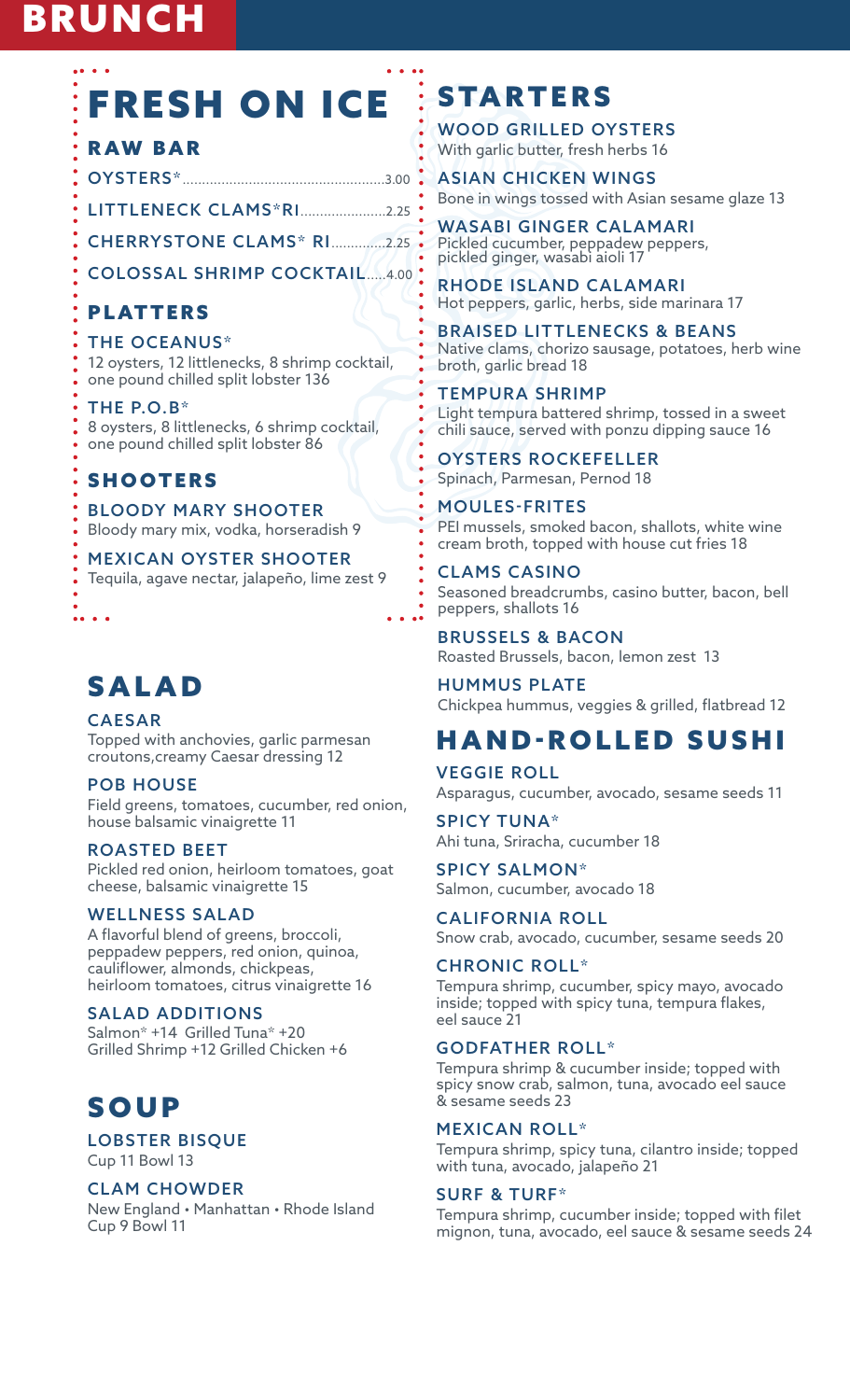# BRUNCH

## FRESH ON ICE

### RAW BAR

OYSTERS*....................................................3.00

LITTLENECK CLAMS*RI......................2.25

CHERRYSTONE CLAMS* RI..............2.25

COLOSSAL SHRIMP COCKTAIL.....4.00

### PLATTERS

**THE OCEANUS***
12 oysters, 12 littlenecks, 8 shrimp cocktail, one pound chilled split lobster 136

**THE P.O.B***
8 oysters, 8 littlenecks, 6 shrimp cocktail, one pound chilled split lobster 86

### SHOOTERS

**BLOODY MARY SHOOTER**
Bloody mary mix, vodka, horseradish 9

**MEXICAN OYSTER SHOOTER**
Tequila, agave nectar, jalapeño, lime zest 9

## SALAD

**CAESAR**
Topped with anchovies, garlic parmesan croutons,creamy Caesar dressing 12

**POB HOUSE**
Field greens, tomatoes, cucumber, red onion, house balsamic vinaigrette 11

**ROASTED BEET**
Pickled red onion, heirloom tomatoes, goat cheese, balsamic vinaigrette 15

**WELLNESS SALAD**
A flavorful blend of greens, broccoli, peppadew peppers, red onion, quinoa, cauliflower, almonds, chickpeas, heirloom tomatoes, citrus vinaigrette 16

**SALAD ADDITIONS**
Salmon* +14 Grilled Tuna* +20
Grilled Shrimp +12 Grilled Chicken +6

## SOUP

**LOBSTER BISQUE**
Cup 11 Bowl 13

**CLAM CHOWDER**
New England • Manhattan • Rhode Island
Cup 9 Bowl 11

## STARTERS

**WOOD GRILLED OYSTERS**
With garlic butter, fresh herbs 16

**ASIAN CHICKEN WINGS**
Bone in wings tossed with Asian sesame glaze 13

**WASABI GINGER CALAMARI**
Pickled cucumber, peppadew peppers, pickled ginger, wasabi aioli 17

**RHODE ISLAND CALAMARI**
Hot peppers, garlic, herbs, side marinara 17

**BRAISED LITTLENECKS & BEANS**
Native clams, chorizo sausage, potatoes, herb wine broth, garlic bread 18

**TEMPURA SHRIMP**
Light tempura battered shrimp, tossed in a sweet chili sauce, served with ponzu dipping sauce 16

**OYSTERS ROCKEFELLER**
Spinach, Parmesan, Pernod 18

**MOULES-FRITES**
PEI mussels, smoked bacon, shallots, white wine cream broth, topped with house cut fries 18

**CLAMS CASINO**
Seasoned breadcrumbs, casino butter, bacon, bell peppers, shallots 16

**BRUSSELS & BACON**
Roasted Brussels, bacon, lemon zest 13

**HUMMUS PLATE**
Chickpea hummus, veggies & grilled, flatbread 12

## HAND-ROLLED SUSHI

**VEGGIE ROLL**
Asparagus, cucumber, avocado, sesame seeds 11

**SPICY TUNA***
Ahi tuna, Sriracha, cucumber 18

**SPICY SALMON***
Salmon, cucumber, avocado 18

**CALIFORNIA ROLL**
Snow crab, avocado, cucumber, sesame seeds 20

**CHRONIC ROLL***
Tempura shrimp, cucumber, spicy mayo, avocado inside; topped with spicy tuna, tempura flakes, eel sauce 21

**GODFATHER ROLL***
Tempura shrimp & cucumber inside; topped with spicy snow crab, salmon, tuna, avocado eel sauce & sesame seeds 23

**MEXICAN ROLL***
Tempura shrimp, spicy tuna, cilantro inside; topped with tuna, avocado, jalapeño 21

**SURF & TURF***
Tempura shrimp, cucumber inside; topped with filet mignon, tuna, avocado, eel sauce & sesame seeds 24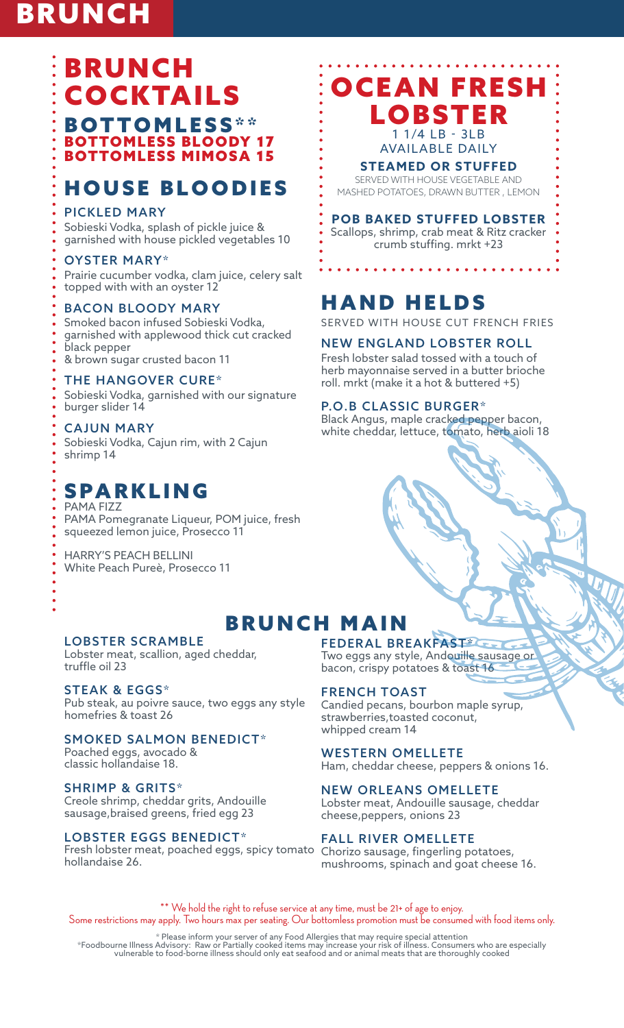# BRUNCH

## BRUNCH COCKTAILS

### BOTTOMLESS**

**BOTTOMLESS BLOODY 17**
**BOTTOMLESS MIMOSA 15**

## HOUSE BLOODIES

### PICKLED MARY
Sobieski Vodka, splash of pickle juice & garnished with house pickled vegetables 10

### OYSTER MARY*
Prairie cucumber vodka, clam juice, celery salt topped with with an oyster 12

### BACON BLOODY MARY
Smoked bacon infused Sobieski Vodka, garnished with applewood thick cut cracked black pepper
& brown sugar crusted bacon 11

### THE HANGOVER CURE*
Sobieski Vodka, garnished with our signature burger slider 14

### CAJUN MARY
Sobieski Vodka, Cajun rim, with 2 Cajun shrimp 14

## SPARKLING

PAMA FIZZ
PAMA Pomegranate Liqueur, POM juice, fresh squeezed lemon juice, Prosecco 11

HARRY'S PEACH BELLINI
White Peach Pureè, Prosecco 11

## OCEAN FRESH LOBSTER

1 1/4 LB - 3LB
AVAILABLE DAILY

**STEAMED OR STUFFED**
SERVED WITH HOUSE VEGETABLE AND MASHED POTATOES, DRAWN BUTTER , LEMON

**POB BAKED STUFFED LOBSTER**
Scallops, shrimp, crab meat & Ritz cracker crumb stuffing. mrkt +23

## HAND HELDS

SERVED WITH HOUSE CUT FRENCH FRIES

### NEW ENGLAND LOBSTER ROLL
Fresh lobster salad tossed with a touch of herb mayonnaise served in a butter brioche roll. mrkt (make it a hot & buttered +5)

### P.O.B CLASSIC BURGER*
Black Angus, maple cracked pepper bacon, white cheddar, lettuce, tomato, herb aioli 18

## BRUNCH MAIN

### LOBSTER SCRAMBLE
Lobster meat, scallion, aged cheddar, truffle oil 23

### STEAK & EGGS*
Pub steak, au poivre sauce, two eggs any style homefries & toast 26

### SMOKED SALMON BENEDICT*
Poached eggs, avocado & classic hollandaise 18.

### SHRIMP & GRITS*
Creole shrimp, cheddar grits, Andouille sausage,braised greens, fried egg 23

### LOBSTER EGGS BENEDICT*
Fresh lobster meat, poached eggs, spicy tomato hollandaise 26.

### FEDERAL BREAKFAST*
Two eggs any style, Andouille sausage or bacon, crispy potatoes & toast 16

### FRENCH TOAST
Candied pecans, bourbon maple syrup, strawberries,toasted coconut, whipped cream 14

### WESTERN OMELLETE
Ham, cheddar cheese, peppers & onions 16.

### NEW ORLEANS OMELLETE
Lobster meat, Andouille sausage, cheddar cheese,peppers, onions 23

### FALL RIVER OMELLETE
Chorizo sausage, fingerling potatoes, mushrooms, spinach and goat cheese 16.

** We hold the right to refuse service at any time, must be 21+ of age to enjoy.
Some restrictions may apply. Two hours max per seating. Our bottomless promotion must be consumed with food items only.

* Please inform your server of any Food Allergies that may require special attention
*Foodbourne Illness Advisory: Raw or Partially cooked items may increase your risk of illness. Consumers who are especially vulnerable to food-borne illness should only eat seafood and or animal meats that are thoroughly cooked